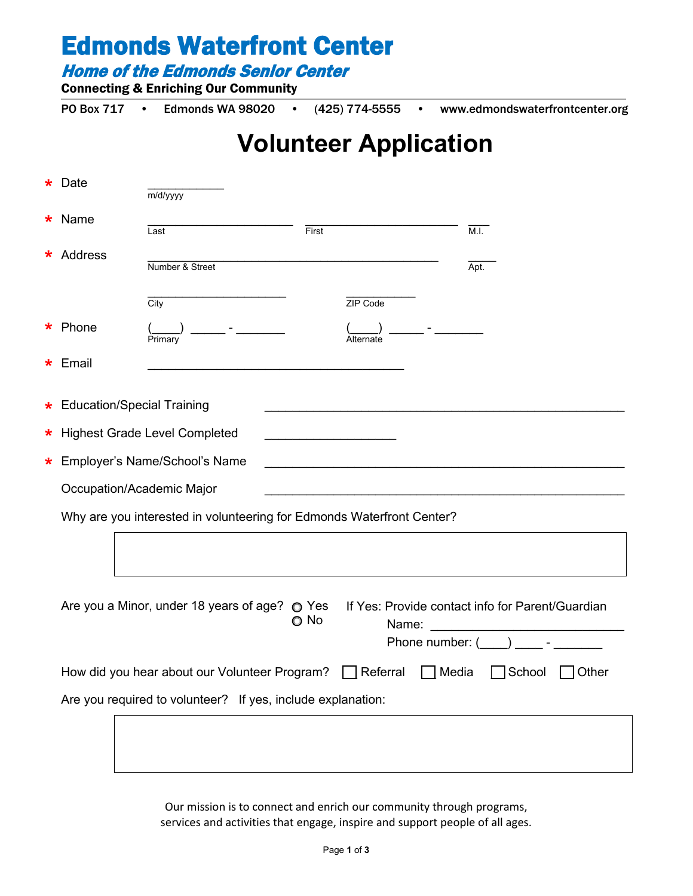# Edmonds Waterfront Center

## *Home of the Edmonds Senior Center*

**Connecting & Enriching Our Community**

PO Box 717 • Edmonds WA 98020 • (425) 774-5555 • www.edmondswaterfrontcenter.org

# Volunteer Application

\* Date ___________
m/d/yyyy

\* Name ______________________ ______________________ ___
Last First M.I.

\* Address ____________________________________________ _____
Number & Street Apt.

_____________________ __________
City ZIP Code

\* Phone (____) _____ - _______ (____) _____ - _______
Primary Alternate

\* Email _______________________________________

\* Education/Special Training _______________________________________________

\* Highest Grade Level Completed ___________________

\* Employer's Name/School's Name _______________________________________________

Occupation/Academic Major _______________________________________________

Why are you interested in volunteering for Edmonds Waterfront Center?

Are you a Minor, under 18 years of age? ○ Yes ○ No

If Yes: Provide contact info for Parent/Guardian
Name: ____________________________
Phone number: (____) ____ - _______

How did you hear about our Volunteer Program? ☐ Referral ☐ Media ☐ School ☐ Other

Are you required to volunteer? If yes, include explanation:

Our mission is to connect and enrich our community through programs, services and activities that engage, inspire and support people of all ages.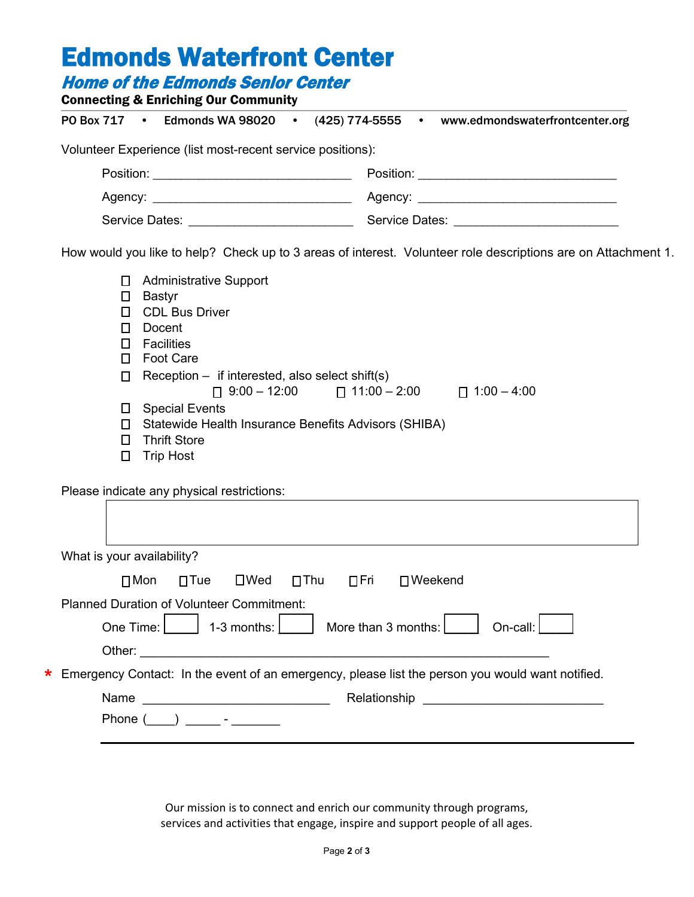# Edmonds Waterfront Center

## *Home of the Edmonds Senior Center*

**Connecting & Enriching Our Community**

PO Box 717 • Edmonds WA 98020 • (425) 774-5555 • www.edmondswaterfrontcenter.org

Volunteer Experience (list most-recent service positions):

Position: ____________________________ Position: ____________________________

Agency: ____________________________ Agency: ____________________________

Service Dates: ______________________ Service Dates: ______________________

How would you like to help? Check up to 3 areas of interest. Volunteer role descriptions are on Attachment 1.

- ☐ Administrative Support
- ☐ Bastyr
- ☐ CDL Bus Driver
- ☐ Docent
- ☐ Facilities
- ☐ Foot Care
- ☐ Reception – if interested, also select shift(s)
  - ☐ 9:00 – 12:00 ☐ 11:00 – 2:00 ☐ 1:00 – 4:00
- ☐ Special Events
- ☐ Statewide Health Insurance Benefits Advisors (SHIBA)
- ☐ Thrift Store
- ☐ Trip Host

Please indicate any physical restrictions:

What is your availability?

☐ Mon ☐ Tue ☐ Wed ☐ Thu ☐ Fri ☐ Weekend

Planned Duration of Volunteer Commitment:

One Time: ☐ 1-3 months: ☐ More than 3 months: ☐ On-call: ☐

Other: ____________________________________________________________

* Emergency Contact: In the event of an emergency, please list the person you would want notified.

Name __________________________ Relationship __________________________

Phone (____) _____ - _______

Our mission is to connect and enrich our community through programs, services and activities that engage, inspire and support people of all ages.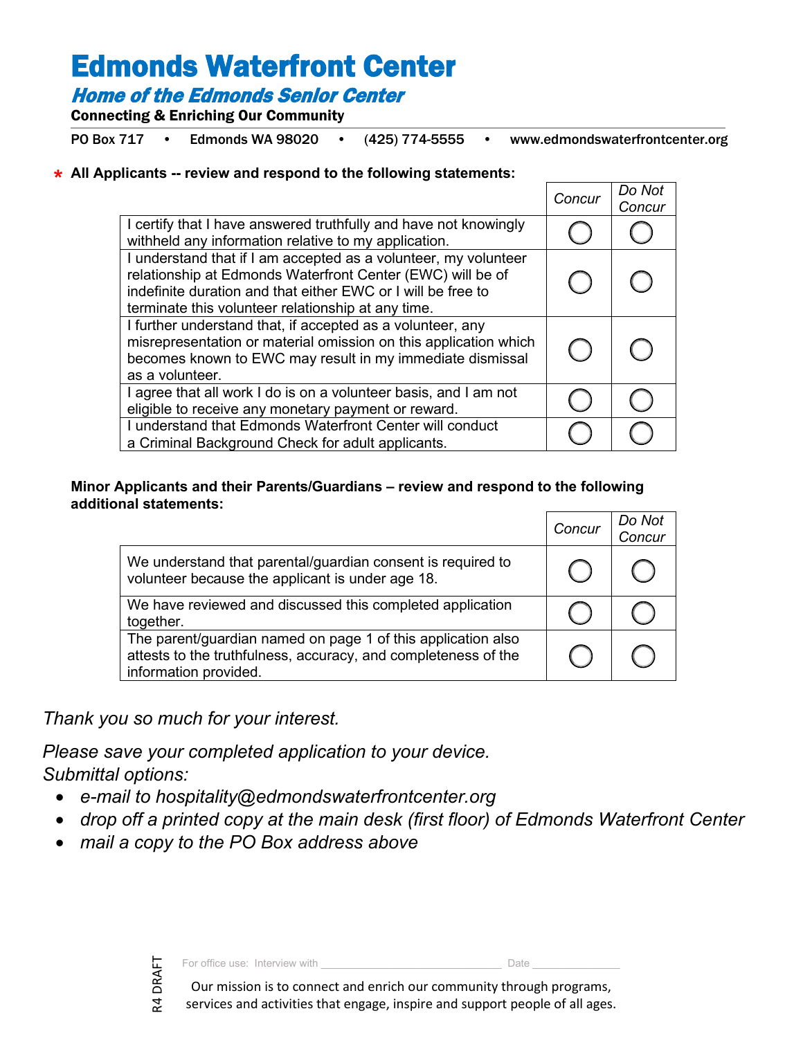# Edmonds Waterfront Center

## *Home of the Edmonds Senior Center*

**Connecting & Enriching Our Community**

PO Box 717 • Edmonds WA 98020 • (425) 774-5555 • www.edmondswaterfrontcenter.org

**\* All Applicants -- review and respond to the following statements:**

| | *Concur* | *Do Not Concur* |
|---|---|---|
| I certify that I have answered truthfully and have not knowingly withheld any information relative to my application. | ◯ | ◯ |
| I understand that if I am accepted as a volunteer, my volunteer relationship at Edmonds Waterfront Center (EWC) will be of indefinite duration and that either EWC or I will be free to terminate this volunteer relationship at any time. | ◯ | ◯ |
| I further understand that, if accepted as a volunteer, any misrepresentation or material omission on this application which becomes known to EWC may result in my immediate dismissal as a volunteer. | ◯ | ◯ |
| I agree that all work I do is on a volunteer basis, and I am not eligible to receive any monetary payment or reward. | ◯ | ◯ |
| I understand that Edmonds Waterfront Center will conduct a Criminal Background Check for adult applicants. | ◯ | ◯ |

**Minor Applicants and their Parents/Guardians – review and respond to the following additional statements:**

| | *Concur* | *Do Not Concur* |
|---|---|---|
| We understand that parental/guardian consent is required to volunteer because the applicant is under age 18. | ◯ | ◯ |
| We have reviewed and discussed this completed application together. | ◯ | ◯ |
| The parent/guardian named on page 1 of this application also attests to the truthfulness, accuracy, and completeness of the information provided. | ◯ | ◯ |

*Thank you so much for your interest.*

*Please save your completed application to your device.*
*Submittal options:*

- *e-mail to hospitality@edmondswaterfrontcenter.org*
- *drop off a printed copy at the main desk (first floor) of Edmonds Waterfront Center*
- *mail a copy to the PO Box address above*

For office use: Interview with ______________________________ Date _______________

Our mission is to connect and enrich our community through programs, services and activities that engage, inspire and support people of all ages.

R4 DRAFT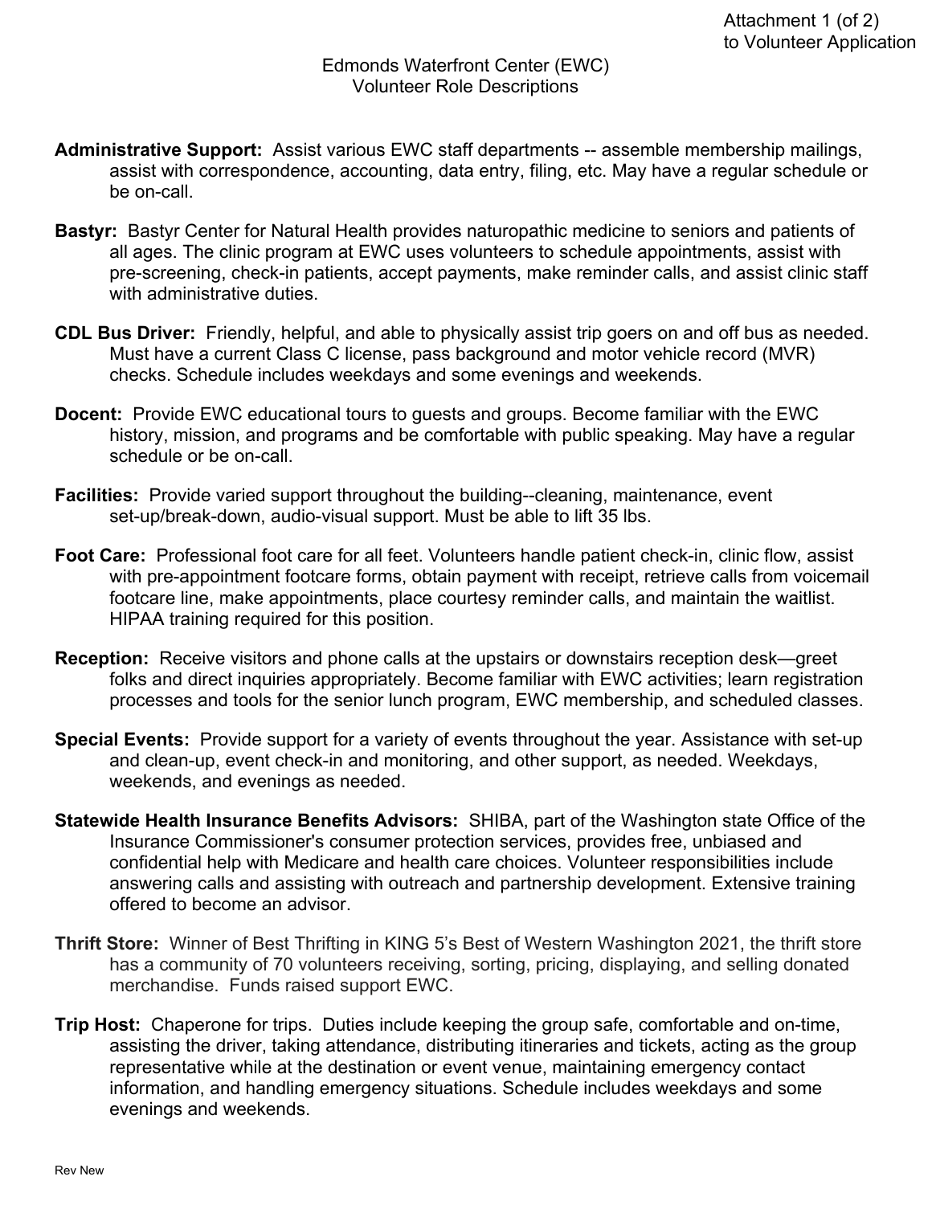Attachment 1 (of 2)
to Volunteer Application

# Edmonds Waterfront Center (EWC)
## Volunteer Role Descriptions

**Administrative Support:** Assist various EWC staff departments -- assemble membership mailings, assist with correspondence, accounting, data entry, filing, etc. May have a regular schedule or be on-call.

**Bastyr:** Bastyr Center for Natural Health provides naturopathic medicine to seniors and patients of all ages. The clinic program at EWC uses volunteers to schedule appointments, assist with pre-screening, check-in patients, accept payments, make reminder calls, and assist clinic staff with administrative duties.

**CDL Bus Driver:** Friendly, helpful, and able to physically assist trip goers on and off bus as needed. Must have a current Class C license, pass background and motor vehicle record (MVR) checks. Schedule includes weekdays and some evenings and weekends.

**Docent:** Provide EWC educational tours to guests and groups. Become familiar with the EWC history, mission, and programs and be comfortable with public speaking. May have a regular schedule or be on-call.

**Facilities:** Provide varied support throughout the building--cleaning, maintenance, event set-up/break-down, audio-visual support. Must be able to lift 35 lbs.

**Foot Care:** Professional foot care for all feet. Volunteers handle patient check-in, clinic flow, assist with pre-appointment footcare forms, obtain payment with receipt, retrieve calls from voicemail footcare line, make appointments, place courtesy reminder calls, and maintain the waitlist. HIPAA training required for this position.

**Reception:** Receive visitors and phone calls at the upstairs or downstairs reception desk—greet folks and direct inquiries appropriately. Become familiar with EWC activities; learn registration processes and tools for the senior lunch program, EWC membership, and scheduled classes.

**Special Events:** Provide support for a variety of events throughout the year. Assistance with set-up and clean-up, event check-in and monitoring, and other support, as needed. Weekdays, weekends, and evenings as needed.

**Statewide Health Insurance Benefits Advisors:** SHIBA, part of the Washington state Office of the Insurance Commissioner's consumer protection services, provides free, unbiased and confidential help with Medicare and health care choices. Volunteer responsibilities include answering calls and assisting with outreach and partnership development. Extensive training offered to become an advisor.

**Thrift Store:** Winner of Best Thrifting in KING 5's Best of Western Washington 2021, the thrift store has a community of 70 volunteers receiving, sorting, pricing, displaying, and selling donated merchandise. Funds raised support EWC.

**Trip Host:** Chaperone for trips. Duties include keeping the group safe, comfortable and on-time, assisting the driver, taking attendance, distributing itineraries and tickets, acting as the group representative while at the destination or event venue, maintaining emergency contact information, and handling emergency situations. Schedule includes weekdays and some evenings and weekends.

Rev New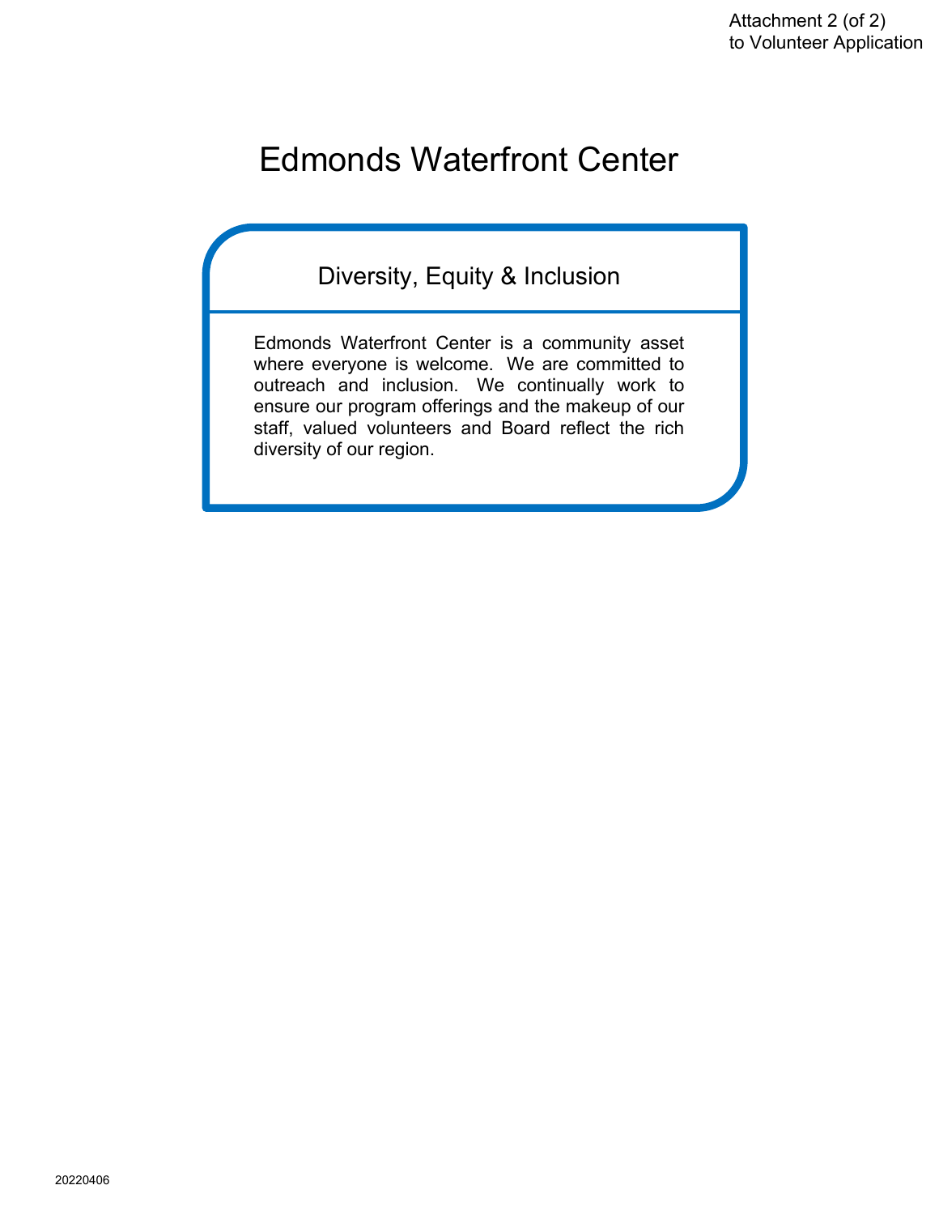Attachment 2 (of 2)
to Volunteer Application

# Edmonds Waterfront Center

## Diversity, Equity & Inclusion

Edmonds Waterfront Center is a community asset where everyone is welcome. We are committed to outreach and inclusion. We continually work to ensure our program offerings and the makeup of our staff, valued volunteers and Board reflect the rich diversity of our region.

20220406